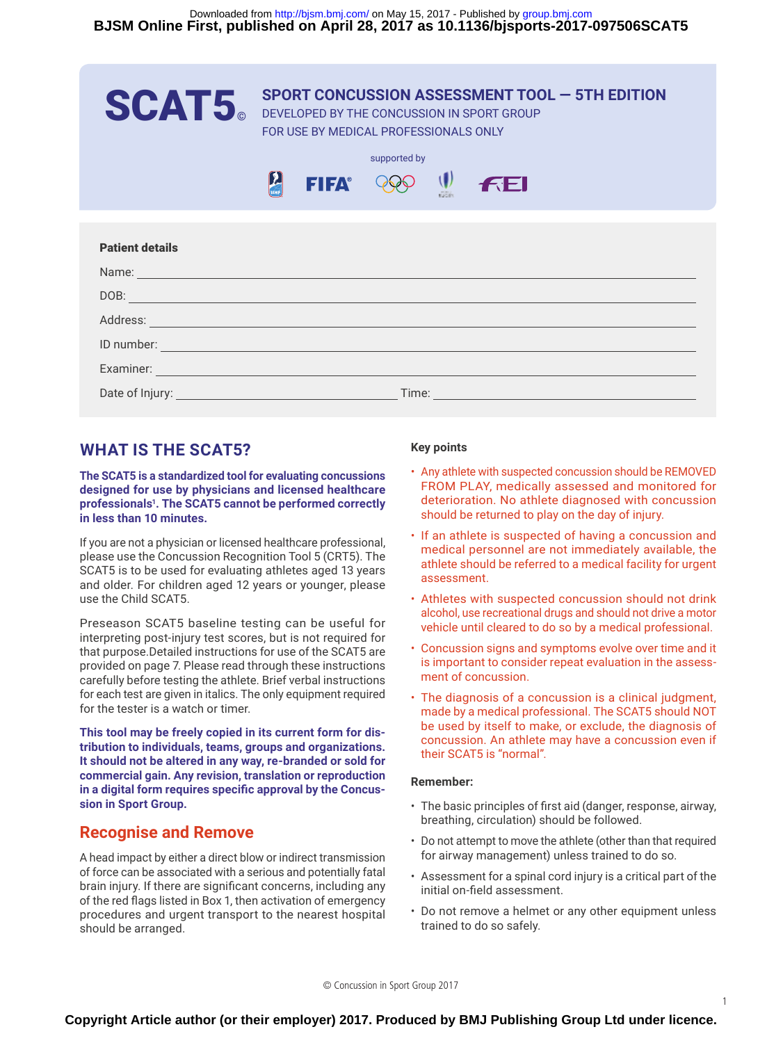# SCAT5©

## SPORT CONCUSSION ASSESSMENT TOOL — 5TH EDITION

DEVELOPED BY THE CONCUSSION IN SPORT GROUP

FOR USE BY MEDICAL PROFESSIONALS ONLY

supported by

FIFA®

**Patient details**

Name: ______________________________

DOB: ______________________________

Address: ______________________________

ID number: ______________________________

Examiner: ______________________________

Date of Injury: ______________________ Time: ______________________

## WHAT IS THE SCAT5?

**The SCAT5 is a standardized tool for evaluating concussions designed for use by physicians and licensed healthcare professionals[1]. The SCAT5 cannot be performed correctly in less than 10 minutes.**

If you are not a physician or licensed healthcare professional, please use the Concussion Recognition Tool 5 (CRT5). The SCAT5 is to be used for evaluating athletes aged 13 years and older. For children aged 12 years or younger, please use the Child SCAT5.

Preseason SCAT5 baseline testing can be useful for interpreting post-injury test scores, but is not required for that purpose.Detailed instructions for use of the SCAT5 are provided on page 7. Please read through these instructions carefully before testing the athlete. Brief verbal instructions for each test are given in italics. The only equipment required for the tester is a watch or timer.

**This tool may be freely copied in its current form for distribution to individuals, teams, groups and organizations. It should not be altered in any way, re-branded or sold for commercial gain. Any revision, translation or reproduction in a digital form requires specific approval by the Concussion in Sport Group.**

## Recognise and Remove

A head impact by either a direct blow or indirect transmission of force can be associated with a serious and potentially fatal brain injury. If there are significant concerns, including any of the red flags listed in Box 1, then activation of emergency procedures and urgent transport to the nearest hospital should be arranged.

**Key points**

- Any athlete with suspected concussion should be REMOVED FROM PLAY, medically assessed and monitored for deterioration. No athlete diagnosed with concussion should be returned to play on the day of injury.
- If an athlete is suspected of having a concussion and medical personnel are not immediately available, the athlete should be referred to a medical facility for urgent assessment.
- Athletes with suspected concussion should not drink alcohol, use recreational drugs and should not drive a motor vehicle until cleared to do so by a medical professional.
- Concussion signs and symptoms evolve over time and it is important to consider repeat evaluation in the assessment of concussion.
- The diagnosis of a concussion is a clinical judgment, made by a medical professional. The SCAT5 should NOT be used by itself to make, or exclude, the diagnosis of concussion. An athlete may have a concussion even if their SCAT5 is "normal".

**Remember:**

- The basic principles of first aid (danger, response, airway, breathing, circulation) should be followed.
- Do not attempt to move the athlete (other than that required for airway management) unless trained to do so.
- Assessment for a spinal cord injury is a critical part of the initial on-field assessment.
- Do not remove a helmet or any other equipment unless trained to do so safely.

© Concussion in Sport Group 2017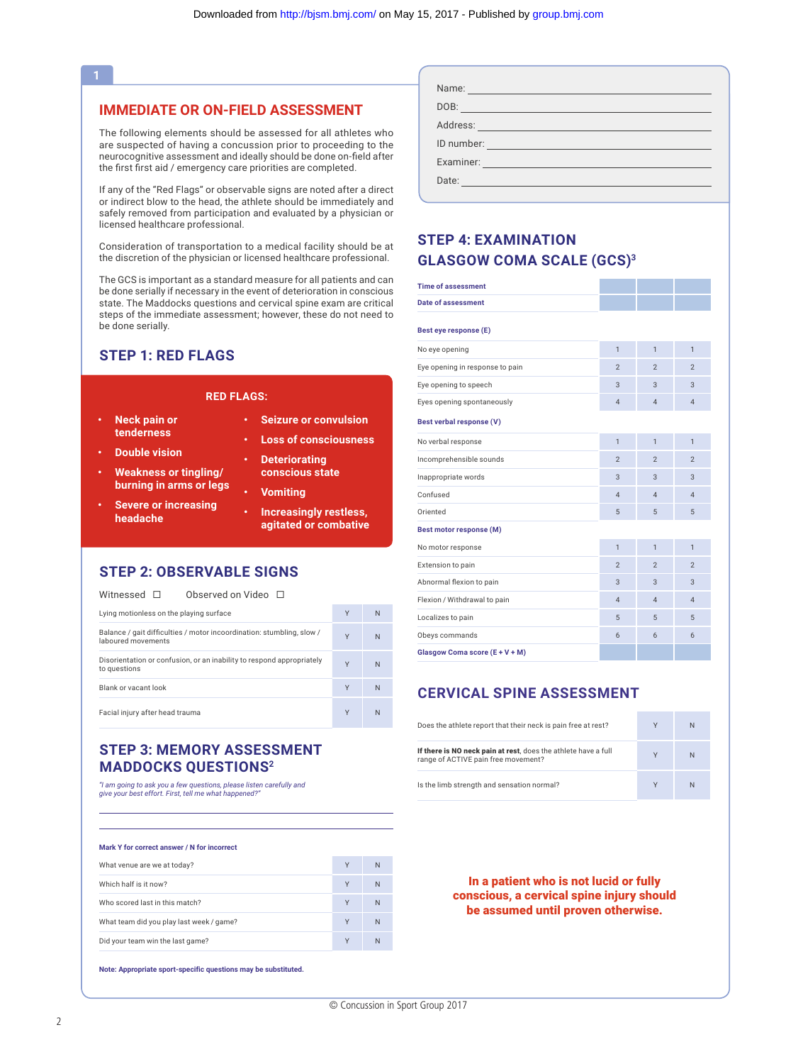1

## IMMEDIATE OR ON-FIELD ASSESSMENT

The following elements should be assessed for all athletes who are suspected of having a concussion prior to proceeding to the neurocognitive assessment and ideally should be done on-field after the first first aid / emergency care priorities are completed.

If any of the "Red Flags" or observable signs are noted after a direct or indirect blow to the head, the athlete should be immediately and safely removed from participation and evaluated by a physician or licensed healthcare professional.

Consideration of transportation to a medical facility should be at the discretion of the physician or licensed healthcare professional.

The GCS is important as a standard measure for all patients and can be done serially if necessary in the event of deterioration in conscious state. The Maddocks questions and cervical spine exam are critical steps of the immediate assessment; however, these do not need to be done serially.

### STEP 1: RED FLAGS

**RED FLAGS:**

- **Neck pain or tenderness**
- **Double vision**
- **Weakness or tingling/ burning in arms or legs**
- **Severe or increasing headache**
- **Seizure or convulsion**
- **Loss of consciousness**
- **Deteriorating conscious state**
- **Vomiting**
- **Increasingly restless, agitated or combative**

### STEP 2: OBSERVABLE SIGNS

Witnessed ☐     Observed on Video ☐

| | | |
|---|---|---|
| Lying motionless on the playing surface | Y | N |
| Balance / gait difficulties / motor incoordination: stumbling, slow / laboured movements | Y | N |
| Disorientation or confusion, or an inability to respond appropriately to questions | Y | N |
| Blank or vacant look | Y | N |
| Facial injury after head trauma | Y | N |

### STEP 3: MEMORY ASSESSMENT MADDOCKS QUESTIONS[2]

*"I am going to ask you a few questions, please listen carefully and give your best effort. First, tell me what happened?"*

**Mark Y for correct answer / N for incorrect**

| | | |
|---|---|---|
| What venue are we at today? | Y | N |
| Which half is it now? | Y | N |
| Who scored last in this match? | Y | N |
| What team did you play last week / game? | Y | N |
| Did your team win the last game? | Y | N |

**Note: Appropriate sport-specific questions may be substituted.**

Name: 
DOB: 
Address: 
ID number: 
Examiner: 
Date: 

### STEP 4: EXAMINATION GLASGOW COMA SCALE (GCS)[3]

| | | | |
|---|---|---|---|
| **Time of assessment** | | | |
| **Date of assessment** | | | |
| **Best eye response (E)** | | | |
| No eye opening | 1 | 1 | 1 |
| Eye opening in response to pain | 2 | 2 | 2 |
| Eye opening to speech | 3 | 3 | 3 |
| Eyes opening spontaneously | 4 | 4 | 4 |
| **Best verbal response (V)** | | | |
| No verbal response | 1 | 1 | 1 |
| Incomprehensible sounds | 2 | 2 | 2 |
| Inappropriate words | 3 | 3 | 3 |
| Confused | 4 | 4 | 4 |
| Oriented | 5 | 5 | 5 |
| **Best motor response (M)** | | | |
| No motor response | 1 | 1 | 1 |
| Extension to pain | 2 | 2 | 2 |
| Abnormal flexion to pain | 3 | 3 | 3 |
| Flexion / Withdrawal to pain | 4 | 4 | 4 |
| Localizes to pain | 5 | 5 | 5 |
| Obeys commands | 6 | 6 | 6 |
| **Glasgow Coma score (E + V + M)** | | | |

### CERVICAL SPINE ASSESSMENT

| | | |
|---|---|---|
| Does the athlete report that their neck is pain free at rest? | Y | N |
| **If there is NO neck pain at rest**, does the athlete have a full range of ACTIVE pain free movement? | Y | N |
| Is the limb strength and sensation normal? | Y | N |

**In a patient who is not lucid or fully conscious, a cervical spine injury should be assumed until proven otherwise.**

© Concussion in Sport Group 2017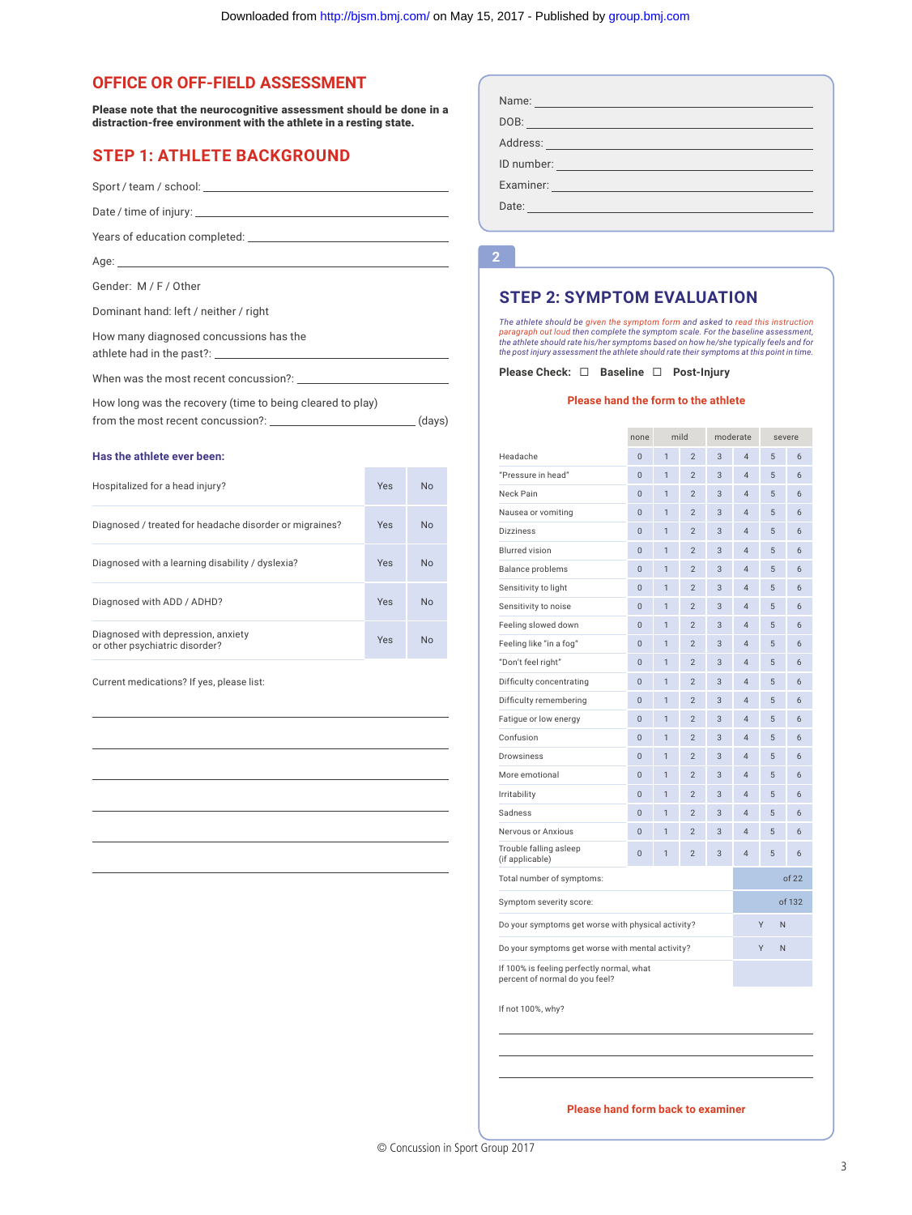## OFFICE OR OFF-FIELD ASSESSMENT

**Please note that the neurocognitive assessment should be done in a distraction-free environment with the athlete in a resting state.**

## STEP 1: ATHLETE BACKGROUND

Sport / team / school: ______________________

Date / time of injury: ______________________

Years of education completed: ______________________

Age: ______________________

Gender: M / F / Other

Dominant hand: left / neither / right

How many diagnosed concussions has the athlete had in the past?: ______________________

When was the most recent concussion?: ______________________

How long was the recovery (time to being cleared to play) from the most recent concussion?: ______________________ (days)

**Has the athlete ever been:**

| | | |
|---|---|---|
| Hospitalized for a head injury? | Yes | No |
| Diagnosed / treated for headache disorder or migraines? | Yes | No |
| Diagnosed with a learning disability / dyslexia? | Yes | No |
| Diagnosed with ADD / ADHD? | Yes | No |
| Diagnosed with depression, anxiety or other psychiatric disorder? | Yes | No |

Current medications? If yes, please list:

______________________

______________________

______________________

______________________

______________________

______________________

Name: ______________________

DOB: ______________________

Address: ______________________

ID number: ______________________

Examiner: ______________________

Date: ______________________

2

## STEP 2: SYMPTOM EVALUATION

*The athlete should be given the symptom form and asked to read this instruction paragraph out loud then complete the symptom scale. For the baseline assessment, the athlete should rate his/her symptoms based on how he/she typically feels and for the post injury assessment the athlete should rate their symptoms at this point in time.*

**Please Check:** ☐ **Baseline** ☐ **Post-Injury**

**Please hand the form to the athlete**

| | none | mild | | moderate | | severe | |
|---|---|---|---|---|---|---|---|
| Headache | 0 | 1 | 2 | 3 | 4 | 5 | 6 |
| "Pressure in head" | 0 | 1 | 2 | 3 | 4 | 5 | 6 |
| Neck Pain | 0 | 1 | 2 | 3 | 4 | 5 | 6 |
| Nausea or vomiting | 0 | 1 | 2 | 3 | 4 | 5 | 6 |
| Dizziness | 0 | 1 | 2 | 3 | 4 | 5 | 6 |
| Blurred vision | 0 | 1 | 2 | 3 | 4 | 5 | 6 |
| Balance problems | 0 | 1 | 2 | 3 | 4 | 5 | 6 |
| Sensitivity to light | 0 | 1 | 2 | 3 | 4 | 5 | 6 |
| Sensitivity to noise | 0 | 1 | 2 | 3 | 4 | 5 | 6 |
| Feeling slowed down | 0 | 1 | 2 | 3 | 4 | 5 | 6 |
| Feeling like "in a fog" | 0 | 1 | 2 | 3 | 4 | 5 | 6 |
| "Don't feel right" | 0 | 1 | 2 | 3 | 4 | 5 | 6 |
| Difficulty concentrating | 0 | 1 | 2 | 3 | 4 | 5 | 6 |
| Difficulty remembering | 0 | 1 | 2 | 3 | 4 | 5 | 6 |
| Fatigue or low energy | 0 | 1 | 2 | 3 | 4 | 5 | 6 |
| Confusion | 0 | 1 | 2 | 3 | 4 | 5 | 6 |
| Drowsiness | 0 | 1 | 2 | 3 | 4 | 5 | 6 |
| More emotional | 0 | 1 | 2 | 3 | 4 | 5 | 6 |
| Irritability | 0 | 1 | 2 | 3 | 4 | 5 | 6 |
| Sadness | 0 | 1 | 2 | 3 | 4 | 5 | 6 |
| Nervous or Anxious | 0 | 1 | 2 | 3 | 4 | 5 | 6 |
| Trouble falling asleep (if applicable) | 0 | 1 | 2 | 3 | 4 | 5 | 6 |

| | |
|---|---|
| Total number of symptoms: | of 22 |
| Symptom severity score: | of 132 |
| Do your symptoms get worse with physical activity? | Y N |
| Do your symptoms get worse with mental activity? | Y N |
| If 100% is feeling perfectly normal, what percent of normal do you feel? | |

If not 100%, why?

______________________

______________________

______________________

**Please hand form back to examiner**

© Concussion in Sport Group 2017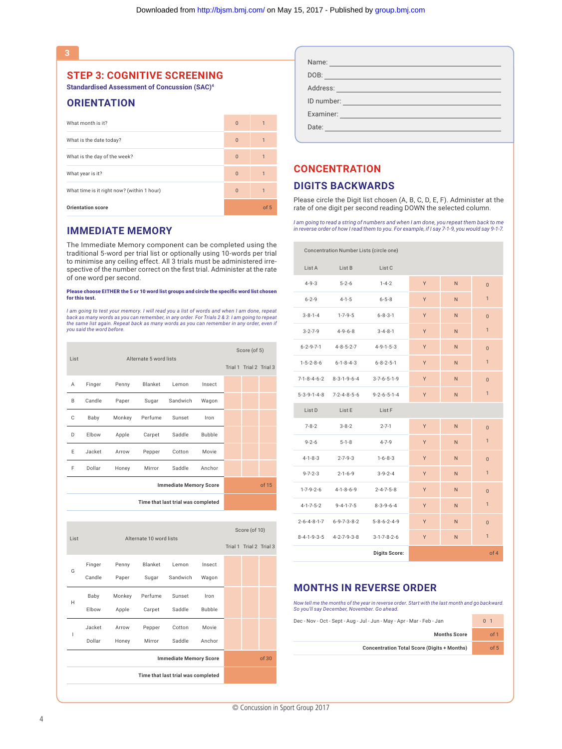## STEP 3: COGNITIVE SCREENING

**Standardised Assessment of Concussion (SAC)**[4]

### ORIENTATION

| | | |
|---|---|---|
| What month is it? | 0 | 1 |
| What is the date today? | 0 | 1 |
| What is the day of the week? | 0 | 1 |
| What year is it? | 0 | 1 |
| What time is it right now? (within 1 hour) | 0 | 1 |
| **Orientation score** | | of 5 |

### IMMEDIATE MEMORY

The Immediate Memory component can be completed using the traditional 5-word per trial list or optionally using 10-words per trial to minimise any ceiling effect. All 3 trials must be administered irrespective of the number correct on the first trial. Administer at the rate of one word per second.

**Please choose EITHER the 5 or 10 word list groups and circle the specific word list chosen for this test.**

*I am going to test your memory. I will read you a list of words and when I am done, repeat back as many words as you can remember, in any order. For Trials 2 & 3: I am going to repeat the same list again. Repeat back as many words as you can remember in any order, even if you said the word before.*

| List | Alternate 5 word lists | | | | | Score (of 5) | | |
|---|---|---|---|---|---|---|---|---|
| | | | | | | Trial 1 | Trial 2 | Trial 3 |
| A | Finger | Penny | Blanket | Lemon | Insect | | | |
| B | Candle | Paper | Sugar | Sandwich | Wagon | | | |
| C | Baby | Monkey | Perfume | Sunset | Iron | | | |
| D | Elbow | Apple | Carpet | Saddle | Bubble | | | |
| E | Jacket | Arrow | Pepper | Cotton | Movie | | | |
| F | Dollar | Honey | Mirror | Saddle | Anchor | | | |
| | | | | | **Immediate Memory Score** | | | of 15 |
| | | | | | **Time that last trial was completed** | | | |

| List | Alternate 10 word lists | | | | | Score (of 10) | | |
|---|---|---|---|---|---|---|---|---|
| | | | | | | Trial 1 | Trial 2 | Trial 3 |
| G | Finger | Penny | Blanket | Lemon | Insect | | | |
| | Candle | Paper | Sugar | Sandwich | Wagon | | | |
| H | Baby | Monkey | Perfume | Sunset | Iron | | | |
| | Elbow | Apple | Carpet | Saddle | Bubble | | | |
| I | Jacket | Arrow | Pepper | Cotton | Movie | | | |
| | Dollar | Honey | Mirror | Saddle | Anchor | | | |
| | | | | | **Immediate Memory Score** | | | of 30 |
| | | | | | **Time that last trial was completed** | | | |

Name: ______________________

DOB: ______________________

Address: ______________________

ID number: ______________________

Examiner: ______________________

Date: ______________________

## CONCENTRATION

### DIGITS BACKWARDS

Please circle the Digit list chosen (A, B, C, D, E, F). Administer at the rate of one digit per second reading DOWN the selected column.

*I am going to read a string of numbers and when I am done, you repeat them back to me in reverse order of how I read them to you. For example, if I say 7-1-9, you would say 9-1-7.*

| Concentration Number Lists (circle one) | | | | | |
|---|---|---|---|---|---|
| **List A** | **List B** | **List C** | | | |
| 4-9-3 | 5-2-6 | 1-4-2 | Y | N | 0 |
| 6-2-9 | 4-1-5 | 6-5-8 | Y | N | 1 |
| 3-8-1-4 | 1-7-9-5 | 6-8-3-1 | Y | N | 0 |
| 3-2-7-9 | 4-9-6-8 | 3-4-8-1 | Y | N | 1 |
| 6-2-9-7-1 | 4-8-5-2-7 | 4-9-1-5-3 | Y | N | 0 |
| 1-5-2-8-6 | 6-1-8-4-3 | 6-8-2-5-1 | Y | N | 1 |
| 7-1-8-4-6-2 | 8-3-1-9-6-4 | 3-7-6-5-1-9 | Y | N | 0 |
| 5-3-9-1-4-8 | 7-2-4-8-5-6 | 9-2-6-5-1-4 | Y | N | 1 |
| **List D** | **List E** | **List F** | | | |
| 7-8-2 | 3-8-2 | 2-7-1 | Y | N | 0 |
| 9-2-6 | 5-1-8 | 4-7-9 | Y | N | 1 |
| 4-1-8-3 | 2-7-9-3 | 1-6-8-3 | Y | N | 0 |
| 9-7-2-3 | 2-1-6-9 | 3-9-2-4 | Y | N | 1 |
| 1-7-9-2-6 | 4-1-8-6-9 | 2-4-7-5-8 | Y | N | 0 |
| 4-1-7-5-2 | 9-4-1-7-5 | 8-3-9-6-4 | Y | N | 1 |
| 2-6-4-8-1-7 | 6-9-7-3-8-2 | 5-8-6-2-4-9 | Y | N | 0 |
| 8-4-1-9-3-5 | 4-2-7-9-3-8 | 3-1-7-8-2-6 | Y | N | 1 |
| | | **Digits Score:** | | | of 4 |

### MONTHS IN REVERSE ORDER

*Now tell me the months of the year in reverse order. Start with the last month and go backward. So you'll say December, November. Go ahead.*

| | |
|---|---|
| Dec - Nov - Oct - Sept - Aug - Jul - Jun - May - Apr - Mar - Feb - Jan | 0 1 |
| **Months Score** | of 1 |
| **Concentration Total Score (Digits + Months)** | of 5 |

© Concussion in Sport Group 2017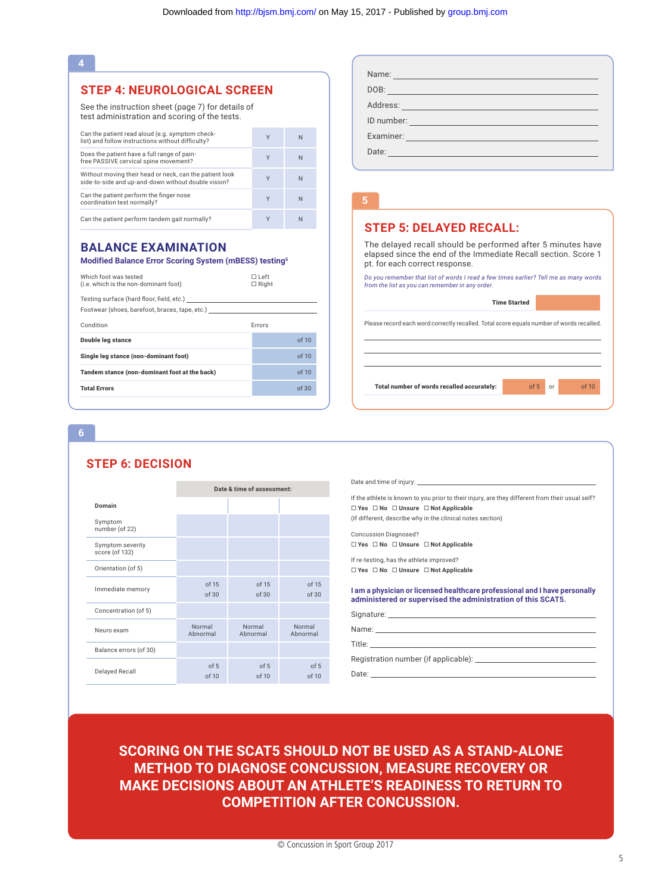## STEP 4: NEUROLOGICAL SCREEN

See the instruction sheet (page 7) for details of test administration and scoring of the tests.

| | | |
|---|---|---|
| Can the patient read aloud (e.g. symptom check-list) and follow instructions without difficulty? | Y | N |
| Does the patient have a full range of pain-free PASSIVE cervical spine movement? | Y | N |
| Without moving their head or neck, can the patient look side-to-side and up-and-down without double vision? | Y | N |
| Can the patient perform the finger nose coordination test normally? | Y | N |
| Can the patient perform tandem gait normally? | Y | N |

## BALANCE EXAMINATION

**Modified Balance Error Scoring System (mBESS) testing**[5]

Which foot was tested (i.e. which is the non-dominant foot) ☐ Left ☐ Right

Testing surface (hard floor, field, etc.) ____________________

Footwear (shoes, barefoot, braces, tape, etc.) ____________________

| Condition | Errors |
|---|---|
| **Double leg stance** | of 10 |
| **Single leg stance (non-dominant foot)** | of 10 |
| **Tandem stance (non-dominant foot at the back)** | of 10 |
| **Total Errors** | of 30 |

Name: ____________________

DOB: ____________________

Address: ____________________

ID number: ____________________

Examiner: ____________________

Date: ____________________

## STEP 5: DELAYED RECALL:

The delayed recall should be performed after 5 minutes have elapsed since the end of the Immediate Recall section. Score 1 pt. for each correct response.

*Do you remember that list of words I read a few times earlier? Tell me as many words from the list as you can remember in any order.*

**Time Started** ____________________

Please record each word correctly recalled. Total score equals number of words recalled.

____________________

____________________

____________________

**Total number of words recalled accurately:** of 5 or of 10

## STEP 6: DECISION

| Domain | Date & time of assessment: | | |
|---|---|---|---|
| | | | |
| Symptom number (of 22) | | | |
| Symptom severity score (of 132) | | | |
| Orientation (of 5) | | | |
| Immediate memory | of 15 / of 30 | of 15 / of 30 | of 15 / of 30 |
| Concentration (of 5) | | | |
| Neuro exam | Normal / Abnormal | Normal / Abnormal | Normal / Abnormal |
| Balance errors (of 30) | | | |
| Delayed Recall | of 5 / of 10 | of 5 / of 10 | of 5 / of 10 |

Date and time of injury: ____________________

If the athlete is known to you prior to their injury, are they different from their usual self?

☐ **Yes** ☐ **No** ☐ **Unsure** ☐ **Not Applicable**

(If different, describe why in the clinical notes section)

Concussion Diagnosed?

☐ **Yes** ☐ **No** ☐ **Unsure** ☐ **Not Applicable**

If re-testing, has the athlete improved?

☐ **Yes** ☐ **No** ☐ **Unsure** ☐ **Not Applicable**

**I am a physician or licensed healthcare professional and I have personally administered or supervised the administration of this SCAT5.**

Signature: ____________________

Name: ____________________

Title: ____________________

Registration number (if applicable): ____________________

Date: ____________________

**SCORING ON THE SCAT5 SHOULD NOT BE USED AS A STAND-ALONE METHOD TO DIAGNOSE CONCUSSION, MEASURE RECOVERY OR MAKE DECISIONS ABOUT AN ATHLETE'S READINESS TO RETURN TO COMPETITION AFTER CONCUSSION.**

© Concussion in Sport Group 2017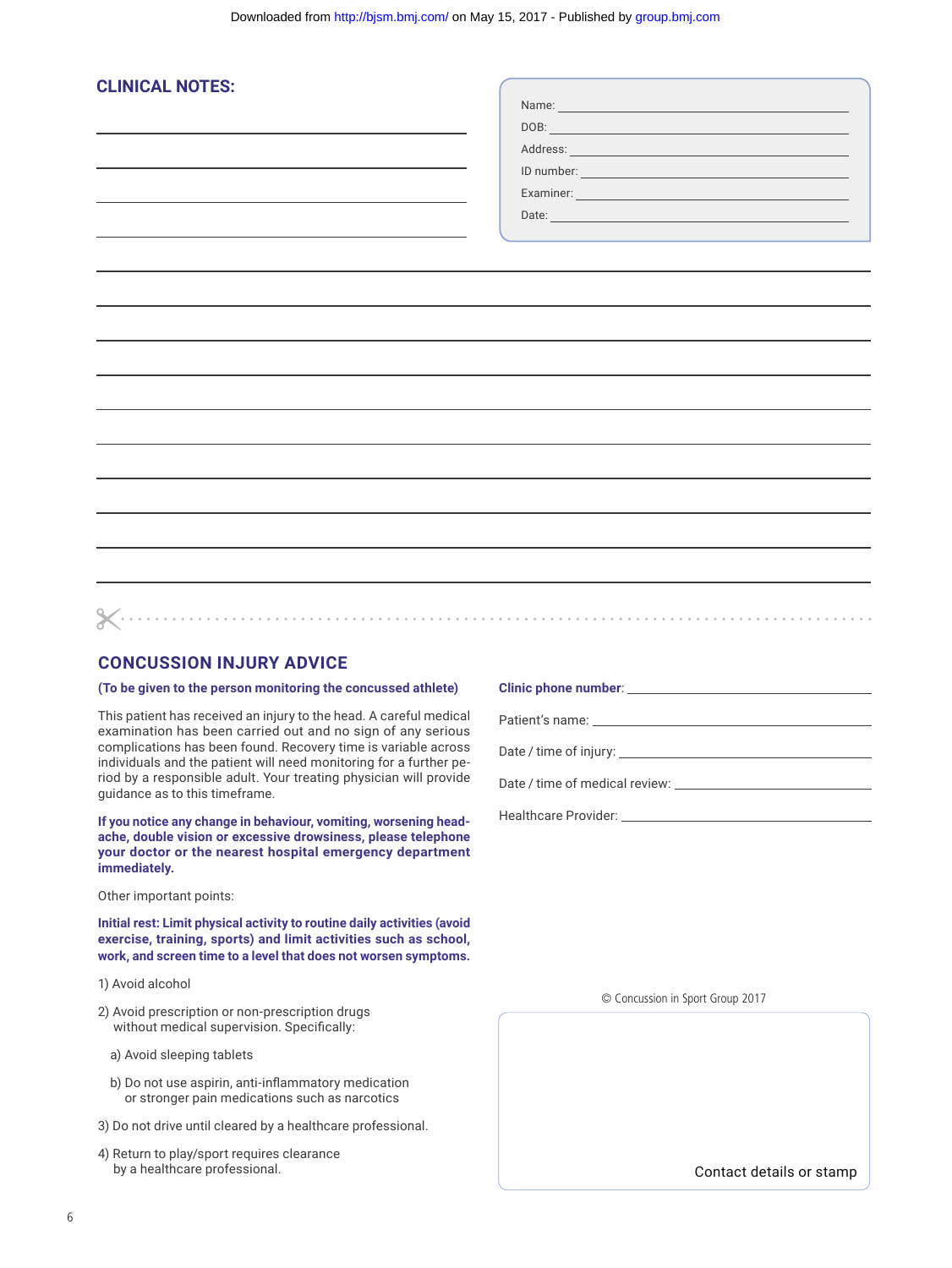## CLINICAL NOTES:

Name:
DOB:
Address:
ID number:
Examiner:
Date:

## CONCUSSION INJURY ADVICE

**(To be given to the person monitoring the concussed athlete)**

This patient has received an injury to the head. A careful medical examination has been carried out and no sign of any serious complications has been found. Recovery time is variable across individuals and the patient will need monitoring for a further period by a responsible adult. Your treating physician will provide guidance as to this timeframe.

**If you notice any change in behaviour, vomiting, worsening headache, double vision or excessive drowsiness, please telephone your doctor or the nearest hospital emergency department immediately.**

Other important points:

**Initial rest: Limit physical activity to routine daily activities (avoid exercise, training, sports) and limit activities such as school, work, and screen time to a level that does not worsen symptoms.**

1) Avoid alcohol

2) Avoid prescription or non-prescription drugs without medical supervision. Specifically:

   a) Avoid sleeping tablets

   b) Do not use aspirin, anti-inflammatory medication or stronger pain medications such as narcotics

3) Do not drive until cleared by a healthcare professional.

4) Return to play/sport requires clearance by a healthcare professional.

**Clinic phone number**:

Patient's name:

Date / time of injury:

Date / time of medical review:

Healthcare Provider:

© Concussion in Sport Group 2017

Contact details or stamp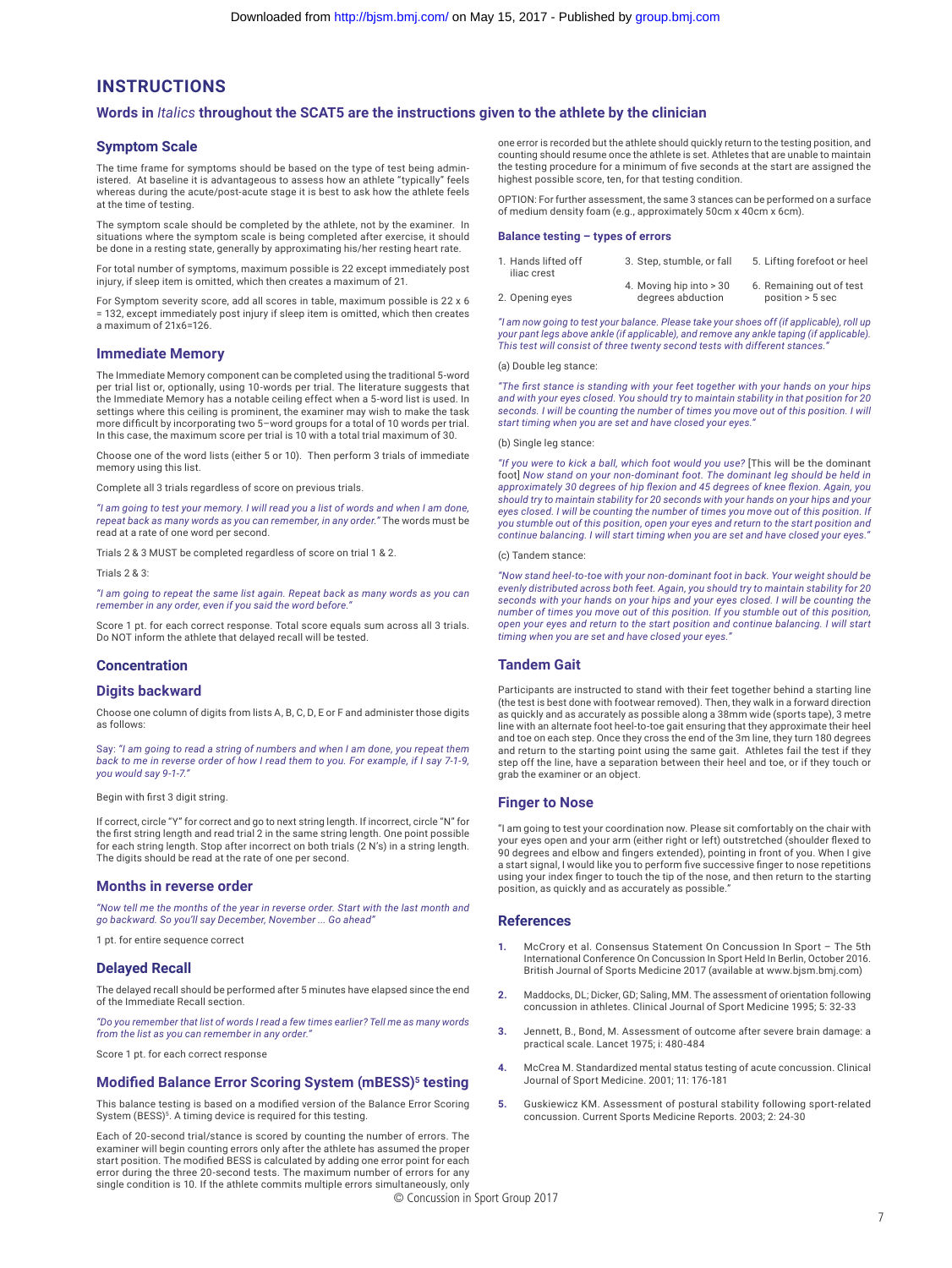# INSTRUCTIONS

## Words in *Italics* throughout the SCAT5 are the instructions given to the athlete by the clinician

### Symptom Scale

The time frame for symptoms should be based on the type of test being administered. At baseline it is advantageous to assess how an athlete "typically" feels whereas during the acute/post-acute stage it is best to ask how the athlete feels at the time of testing.

The symptom scale should be completed by the athlete, not by the examiner. In situations where the symptom scale is being completed after exercise, it should be done in a resting state, generally by approximating his/her resting heart rate.

For total number of symptoms, maximum possible is 22 except immediately post injury, if sleep item is omitted, which then creates a maximum of 21.

For Symptom severity score, add all scores in table, maximum possible is 22 x 6 = 132, except immediately post injury if sleep item is omitted, which then creates a maximum of 21x6=126.

### Immediate Memory

The Immediate Memory component can be completed using the traditional 5-word per trial list or, optionally, using 10-words per trial. The literature suggests that the Immediate Memory has a notable ceiling effect when a 5-word list is used. In settings where this ceiling is prominent, the examiner may wish to make the task more difficult by incorporating two 5–word groups for a total of 10 words per trial. In this case, the maximum score per trial is 10 with a total trial maximum of 30.

Choose one of the word lists (either 5 or 10). Then perform 3 trials of immediate memory using this list.

Complete all 3 trials regardless of score on previous trials.

*"I am going to test your memory. I will read you a list of words and when I am done, repeat back as many words as you can remember, in any order."* The words must be read at a rate of one word per second.

Trials 2 & 3 MUST be completed regardless of score on trial 1 & 2.

Trials 2 & 3:

*"I am going to repeat the same list again. Repeat back as many words as you can remember in any order, even if you said the word before."*

Score 1 pt. for each correct response. Total score equals sum across all 3 trials. Do NOT inform the athlete that delayed recall will be tested.

### Concentration

### Digits backward

Choose one column of digits from lists A, B, C, D, E or F and administer those digits as follows:

Say: *"I am going to read a string of numbers and when I am done, you repeat them back to me in reverse order of how I read them to you. For example, if I say 7-1-9, you would say 9-1-7."*

Begin with first 3 digit string.

If correct, circle "Y" for correct and go to next string length. If incorrect, circle "N" for the first string length and read trial 2 in the same string length. One point possible for each string length. Stop after incorrect on both trials (2 N's) in a string length. The digits should be read at the rate of one per second.

### Months in reverse order

*"Now tell me the months of the year in reverse order. Start with the last month and go backward. So you'll say December, November ... Go ahead"*

1 pt. for entire sequence correct

### Delayed Recall

The delayed recall should be performed after 5 minutes have elapsed since the end of the Immediate Recall section.

*"Do you remember that list of words I read a few times earlier? Tell me as many words from the list as you can remember in any order."*

Score 1 pt. for each correct response

### Modified Balance Error Scoring System (mBESS)[5] testing

This balance testing is based on a modified version of the Balance Error Scoring System (BESS)[5]. A timing device is required for this testing.

Each of 20-second trial/stance is scored by counting the number of errors. The examiner will begin counting errors only after the athlete has assumed the proper start position. The modified BESS is calculated by adding one error point for each error during the three 20-second tests. The maximum number of errors for any single condition is 10. If the athlete commits multiple errors simultaneously, only one error is recorded but the athlete should quickly return to the testing position, and counting should resume once the athlete is set. Athletes that are unable to maintain the testing procedure for a minimum of five seconds at the start are assigned the highest possible score, ten, for that testing condition.

OPTION: For further assessment, the same 3 stances can be performed on a surface of medium density foam (e.g., approximately 50cm x 40cm x 6cm).

#### Balance testing – types of errors

1. Hands lifted off iliac crest
2. Opening eyes
3. Step, stumble, or fall
4. Moving hip into > 30 degrees abduction
5. Lifting forefoot or heel
6. Remaining out of test position > 5 sec

*"I am now going to test your balance. Please take your shoes off (if applicable), roll up your pant legs above ankle (if applicable), and remove any ankle taping (if applicable). This test will consist of three twenty second tests with different stances."*

(a) Double leg stance:

*"The first stance is standing with your feet together with your hands on your hips and with your eyes closed. You should try to maintain stability in that position for 20 seconds. I will be counting the number of times you move out of this position. I will start timing when you are set and have closed your eyes."*

(b) Single leg stance:

*"If you were to kick a ball, which foot would you use?* [This will be the dominant foot] *Now stand on your non-dominant foot. The dominant leg should be held in approximately 30 degrees of hip flexion and 45 degrees of knee flexion. Again, you should try to maintain stability for 20 seconds with your hands on your hips and your eyes closed. I will be counting the number of times you move out of this position. If you stumble out of this position, open your eyes and return to the start position and continue balancing. I will start timing when you are set and have closed your eyes."*

(c) Tandem stance:

*"Now stand heel-to-toe with your non-dominant foot in back. Your weight should be evenly distributed across both feet. Again, you should try to maintain stability for 20 seconds with your hands on your hips and your eyes closed. I will be counting the number of times you move out of this position. If you stumble out of this position, open your eyes and return to the start position and continue balancing. I will start timing when you are set and have closed your eyes."*

### Tandem Gait

Participants are instructed to stand with their feet together behind a starting line (the test is best done with footwear removed). Then, they walk in a forward direction as quickly and as accurately as possible along a 38mm wide (sports tape), 3 metre line with an alternate foot heel-to-toe gait ensuring that they approximate their heel and toe on each step. Once they cross the end of the 3m line, they turn 180 degrees and return to the starting point using the same gait. Athletes fail the test if they step off the line, have a separation between their heel and toe, or if they touch or grab the examiner or an object.

### Finger to Nose

"I am going to test your coordination now. Please sit comfortably on the chair with your eyes open and your arm (either right or left) outstretched (shoulder flexed to 90 degrees and elbow and fingers extended), pointing in front of you. When I give a start signal, I would like you to perform five successive finger to nose repetitions using your index finger to touch the tip of the nose, and then return to the starting position, as quickly and as accurately as possible."

### References

1. McCrory et al. Consensus Statement On Concussion In Sport – The 5th International Conference On Concussion In Sport Held In Berlin, October 2016. British Journal of Sports Medicine 2017 (available at www.bjsm.bmj.com)
2. Maddocks, DL; Dicker, GD; Saling, MM. The assessment of orientation following concussion in athletes. Clinical Journal of Sport Medicine 1995; 5: 32-33
3. Jennett, B., Bond, M. Assessment of outcome after severe brain damage: a practical scale. Lancet 1975; i: 480-484
4. McCrea M. Standardized mental status testing of acute concussion. Clinical Journal of Sport Medicine. 2001; 11: 176-181
5. Guskiewicz KM. Assessment of postural stability following sport-related concussion. Current Sports Medicine Reports. 2003; 2: 24-30

© Concussion in Sport Group 2017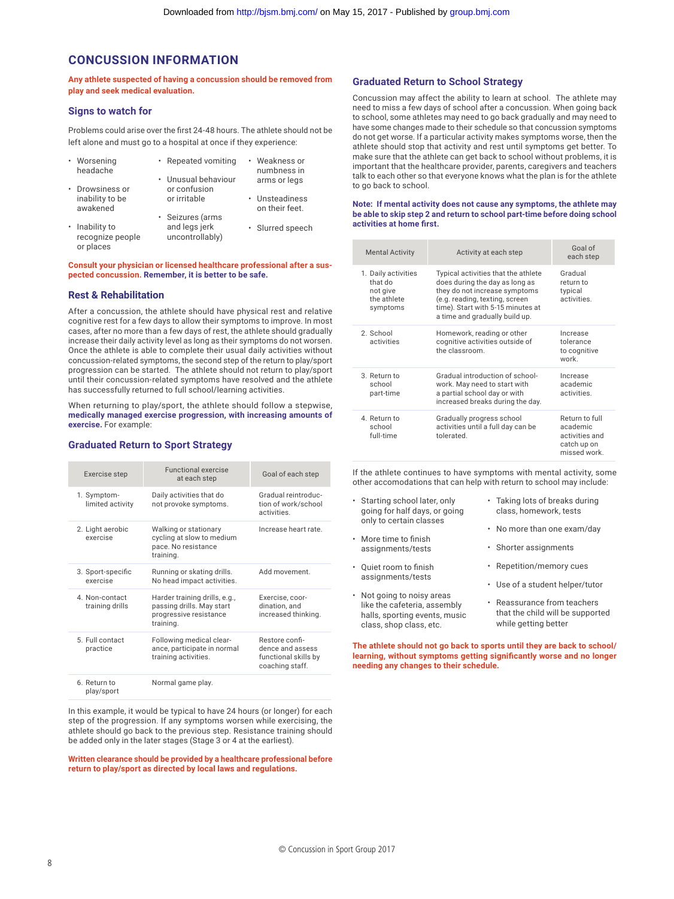## CONCUSSION INFORMATION

**Any athlete suspected of having a concussion should be removed from play and seek medical evaluation.**

### Signs to watch for

Problems could arise over the first 24-48 hours. The athlete should not be left alone and must go to a hospital at once if they experience:

- Worsening headache
- Drowsiness or inability to be awakened
- Inability to recognize people or places
- Repeated vomiting
- Unusual behaviour or confusion or irritable
- Seizures (arms and legs jerk uncontrollably)
- Weakness or numbness in arms or legs
- Unsteadiness on their feet.
- Slurred speech

**Consult your physician or licensed healthcare professional after a suspected concussion. Remember, it is better to be safe.**

### Rest & Rehabilitation

After a concussion, the athlete should have physical rest and relative cognitive rest for a few days to allow their symptoms to improve. In most cases, after no more than a few days of rest, the athlete should gradually increase their daily activity level as long as their symptoms do not worsen. Once the athlete is able to complete their usual daily activities without concussion-related symptoms, the second step of the return to play/sport progression can be started. The athlete should not return to play/sport until their concussion-related symptoms have resolved and the athlete has successfully returned to full school/learning activities.

When returning to play/sport, the athlete should follow a stepwise, **medically managed exercise progression, with increasing amounts of exercise.** For example:

### Graduated Return to Sport Strategy

| Exercise step | Functional exercise at each step | Goal of each step |
|---|---|---|
| 1. Symptom-limited activity | Daily activities that do not provoke symptoms. | Gradual reintroduction of work/school activities. |
| 2. Light aerobic exercise | Walking or stationary cycling at slow to medium pace. No resistance training. | Increase heart rate. |
| 3. Sport-specific exercise | Running or skating drills. No head impact activities. | Add movement. |
| 4. Non-contact training drills | Harder training drills, e.g., passing drills. May start progressive resistance training. | Exercise, coordination, and increased thinking. |
| 5. Full contact practice | Following medical clearance, participate in normal training activities. | Restore confidence and assess functional skills by coaching staff. |
| 6. Return to play/sport | Normal game play. | |

In this example, it would be typical to have 24 hours (or longer) for each step of the progression. If any symptoms worsen while exercising, the athlete should go back to the previous step. Resistance training should be added only in the later stages (Stage 3 or 4 at the earliest).

**Written clearance should be provided by a healthcare professional before return to play/sport as directed by local laws and regulations.**

### Graduated Return to School Strategy

Concussion may affect the ability to learn at school. The athlete may need to miss a few days of school after a concussion. When going back to school, some athletes may need to go back gradually and may need to have some changes made to their schedule so that concussion symptoms do not get worse. If a particular activity makes symptoms worse, then the athlete should stop that activity and rest until symptoms get better. To make sure that the athlete can get back to school without problems, it is important that the healthcare provider, parents, caregivers and teachers talk to each other so that everyone knows what the plan is for the athlete to go back to school.

**Note: If mental activity does not cause any symptoms, the athlete may be able to skip step 2 and return to school part-time before doing school activities at home first.**

| Mental Activity | Activity at each step | Goal of each step |
|---|---|---|
| 1. Daily activities that do not give the athlete symptoms | Typical activities that the athlete does during the day as long as they do not increase symptoms (e.g. reading, texting, screen time). Start with 5-15 minutes at a time and gradually build up. | Gradual return to typical activities. |
| 2. School activities | Homework, reading or other cognitive activities outside of the classroom. | Increase tolerance to cognitive work. |
| 3. Return to school part-time | Gradual introduction of school-work. May need to start with a partial school day or with increased breaks during the day. | Increase academic activities. |
| 4. Return to school full-time | Gradually progress school activities until a full day can be tolerated. | Return to full academic activities and catch up on missed work. |

If the athlete continues to have symptoms with mental activity, some other accomodations that can help with return to school may include:

- Starting school later, only going for half days, or going only to certain classes
- More time to finish assignments/tests
- Quiet room to finish assignments/tests
- Not going to noisy areas like the cafeteria, assembly halls, sporting events, music class, shop class, etc.
- Taking lots of breaks during class, homework, tests
- No more than one exam/day
- Shorter assignments
- Repetition/memory cues
- Use of a student helper/tutor
- Reassurance from teachers that the child will be supported while getting better

**The athlete should not go back to sports until they are back to school/learning, without symptoms getting significantly worse and no longer needing any changes to their schedule.**

© Concussion in Sport Group 2017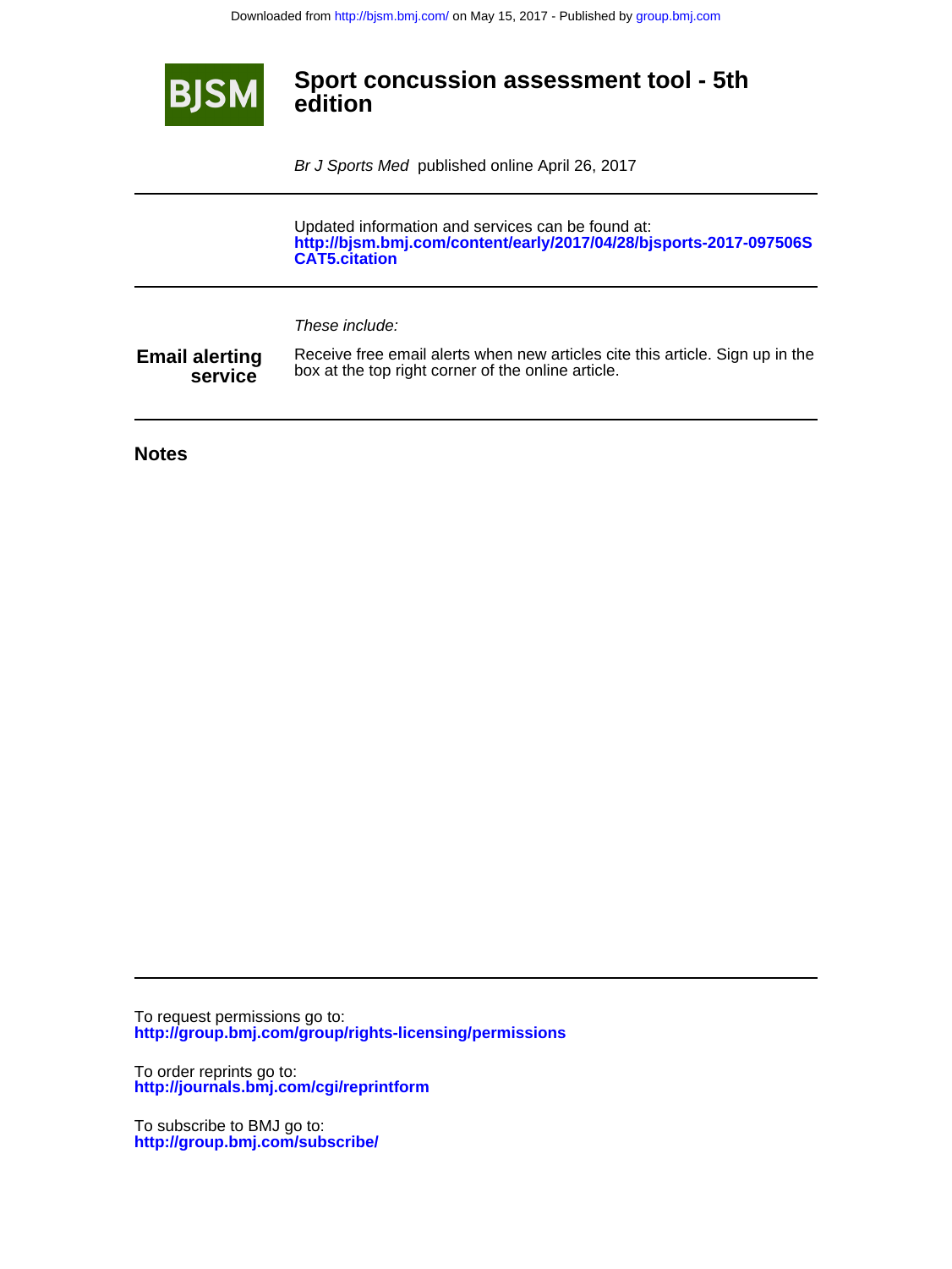# Sport concussion assessment tool - 5th edition

*Br J Sports Med* published online April 26, 2017

Updated information and services can be found at:
**http://bjsm.bmj.com/content/early/2017/04/28/bjsports-2017-097506SCAT5.citation**

*These include:*

**Email alerting service**

Receive free email alerts when new articles cite this article. Sign up in the box at the top right corner of the online article.

## Notes

To request permissions go to:
**http://group.bmj.com/group/rights-licensing/permissions**

To order reprints go to:
**http://journals.bmj.com/cgi/reprintform**

To subscribe to BMJ go to:
**http://group.bmj.com/subscribe/**